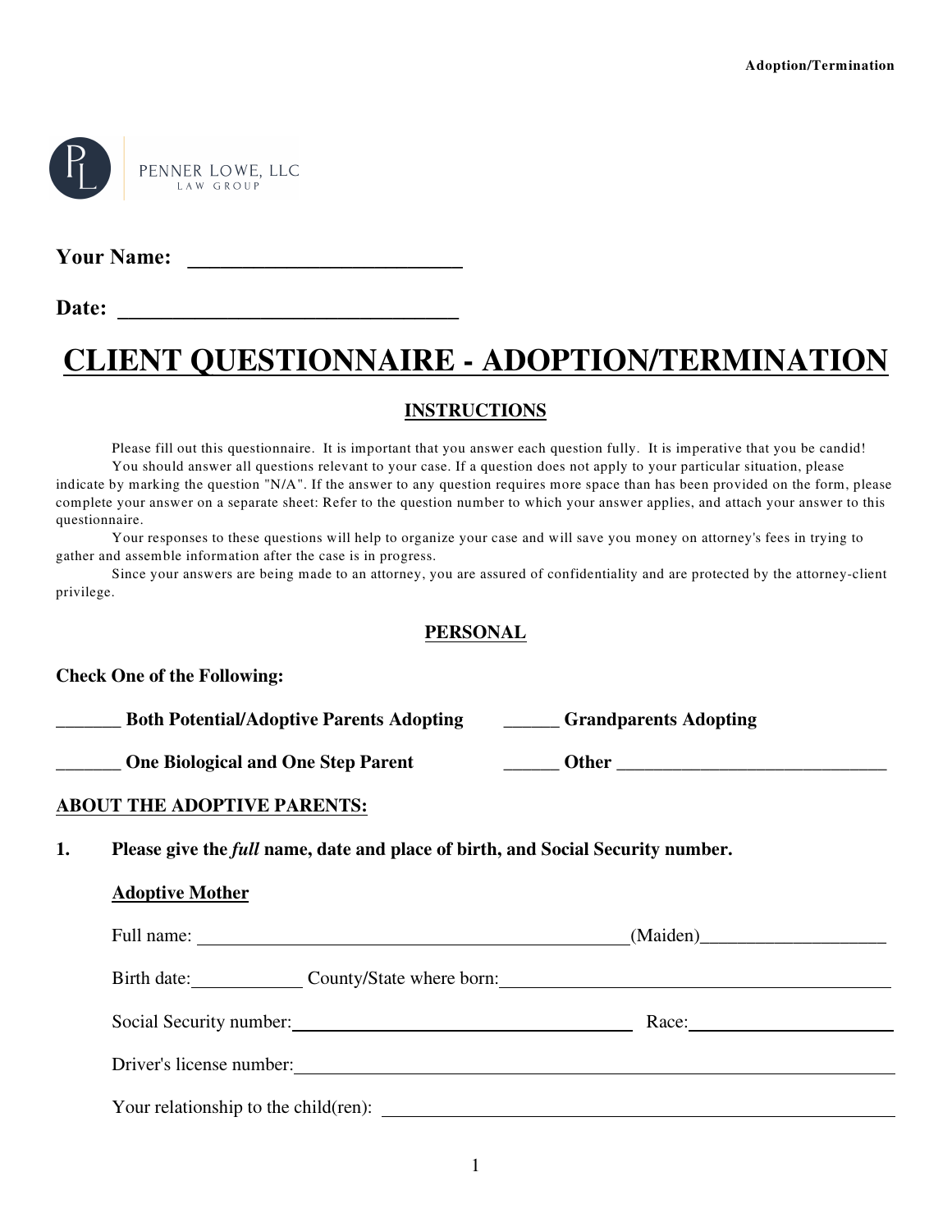PENNER LOWE, LLC
LAW GROUP

**Your Name:** ___________________________

**Date:** __________________________________

# CLIENT QUESTIONNAIRE - ADOPTION/TERMINATION

## INSTRUCTIONS

Please fill out this questionnaire. It is important that you answer each question fully. It is imperative that you be candid! You should answer all questions relevant to your case. If a question does not apply to your particular situation, please indicate by marking the question "N/A". If the answer to any question requires more space than has been provided on the form, please complete your answer on a separate sheet: Refer to the question number to which your answer applies, and attach your answer to this questionnaire.

Your responses to these questions will help to organize your case and will save you money on attorney's fees in trying to gather and assemble information after the case is in progress.

Since your answers are being made to an attorney, you are assured of confidentiality and are protected by the attorney-client privilege.

## PERSONAL

**Check One of the Following:**

**_______ Both Potential/Adoptive Parents Adopting** **______ Grandparents Adopting**

**_______ One Biological and One Step Parent** **______ Other ______________________________**

**ABOUT THE ADOPTIVE PARENTS:**

**1. Please give the *full* name, date and place of birth, and Social Security number.**

**Adoptive Mother**

Full name: ________________________________________________ (Maiden)____________________

Birth date: ____________ County/State where born: ____________________________________________

Social Security number: ______________________________________ Race: ______________________

Driver's license number: ____________________________________________________________________

Your relationship to the child(ren): ____________________________________________________________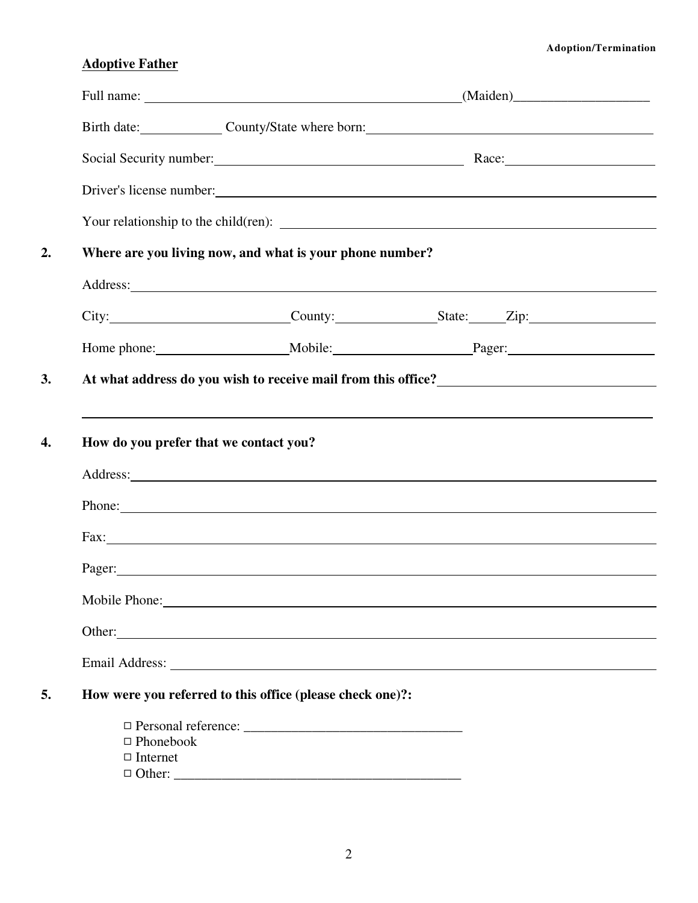**Adoptive Father**

Full name: ______________________________________________ (Maiden)____________________

Birth date:____________ County/State where born:__________________________________________

Social Security number:_____________________________________ Race:______________________

Driver's license number:____________________________________________________________

Your relationship to the child(ren): ____________________________________________________

**2. Where are you living now, and what is your phone number?**

Address:_________________________________________________________________________

City:___________________________County:_______________State:_____Zip:__________________

Home phone:____________________Mobile:____________________Pager:____________________

**3. At what address do you wish to receive mail from this office?**_____________________________

_____________________________________________________________________________

**4. How do you prefer that we contact you?**

Address:_________________________________________________________________________

Phone:__________________________________________________________________________

Fax:____________________________________________________________________________

Pager:__________________________________________________________________________

Mobile Phone:____________________________________________________________________

Other:__________________________________________________________________________

Email Address: ___________________________________________________________________

**5. How were you referred to this office (please check one)?:**

□ Personal reference: _________________________________
□ Phonebook
□ Internet
□ Other: ___________________________________________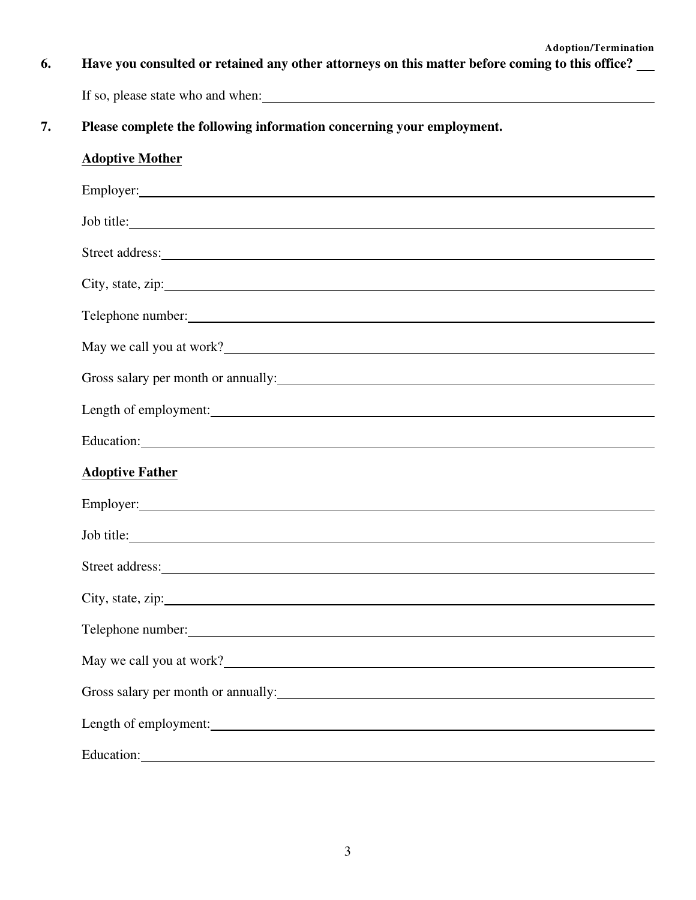**6. Have you consulted or retained any other attorneys on this matter before coming to this office?** ___

If so, please state who and when: ______________________________

**7. Please complete the following information concerning your employment.**

**<u>Adoptive Mother</u>**

Employer: ______________________________

Job title: ______________________________

Street address: ______________________________

City, state, zip: ______________________________

Telephone number: ______________________________

May we call you at work? ______________________________

Gross salary per month or annually: ______________________________

Length of employment: ______________________________

Education: ______________________________

**<u>Adoptive Father</u>**

Employer: ______________________________

Job title: ______________________________

Street address: ______________________________

City, state, zip: ______________________________

Telephone number: ______________________________

May we call you at work? ______________________________

Gross salary per month or annually: ______________________________

Length of employment: ______________________________

Education: ______________________________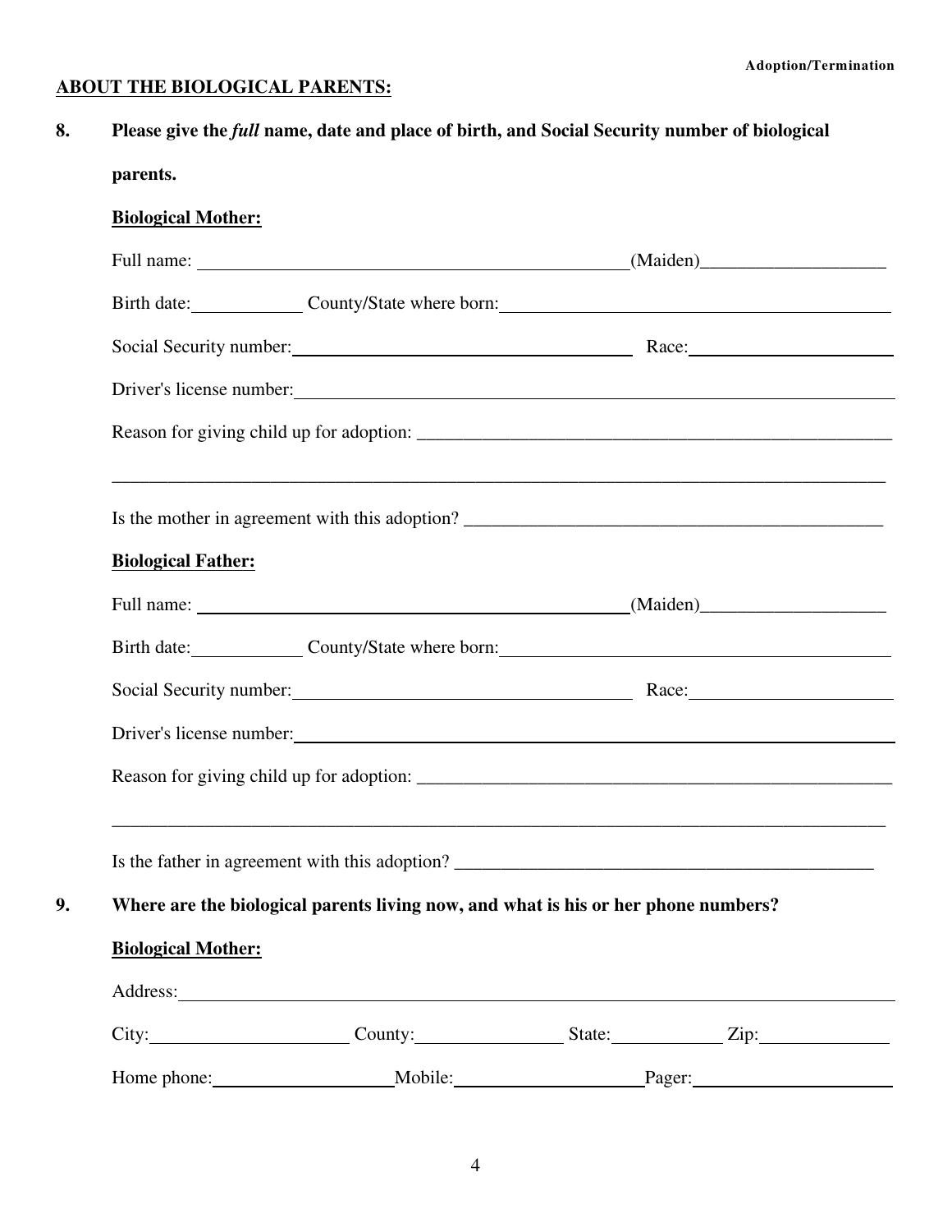## ABOUT THE BIOLOGICAL PARENTS:

**8. Please give the *full* name, date and place of birth, and Social Security number of biological parents.**

**Biological Mother:**

Full name: ______________________________________________(Maiden)____________________

Birth date:____________ County/State where born:__________________________________________

Social Security number:_____________________________________ Race:______________________

Driver's license number:______________________________________________________________

Reason for giving child up for adoption: _____________________________________________________

_____________________________________________________________________________________

Is the mother in agreement with this adoption? ______________________________________________

**Biological Father:**

Full name: ______________________________________________(Maiden)____________________

Birth date:____________ County/State where born:__________________________________________

Social Security number:_____________________________________ Race:______________________

Driver's license number:______________________________________________________________

Reason for giving child up for adoption: _____________________________________________________

_____________________________________________________________________________________

Is the father in agreement with this adoption? ______________________________________________

**9. Where are the biological parents living now, and what is his or her phone numbers?**

**Biological Mother:**

Address:_____________________________________________________________________________

City:______________________ County:________________ State:____________ Zip:______________

Home phone:____________________Mobile:_____________________Pager:______________________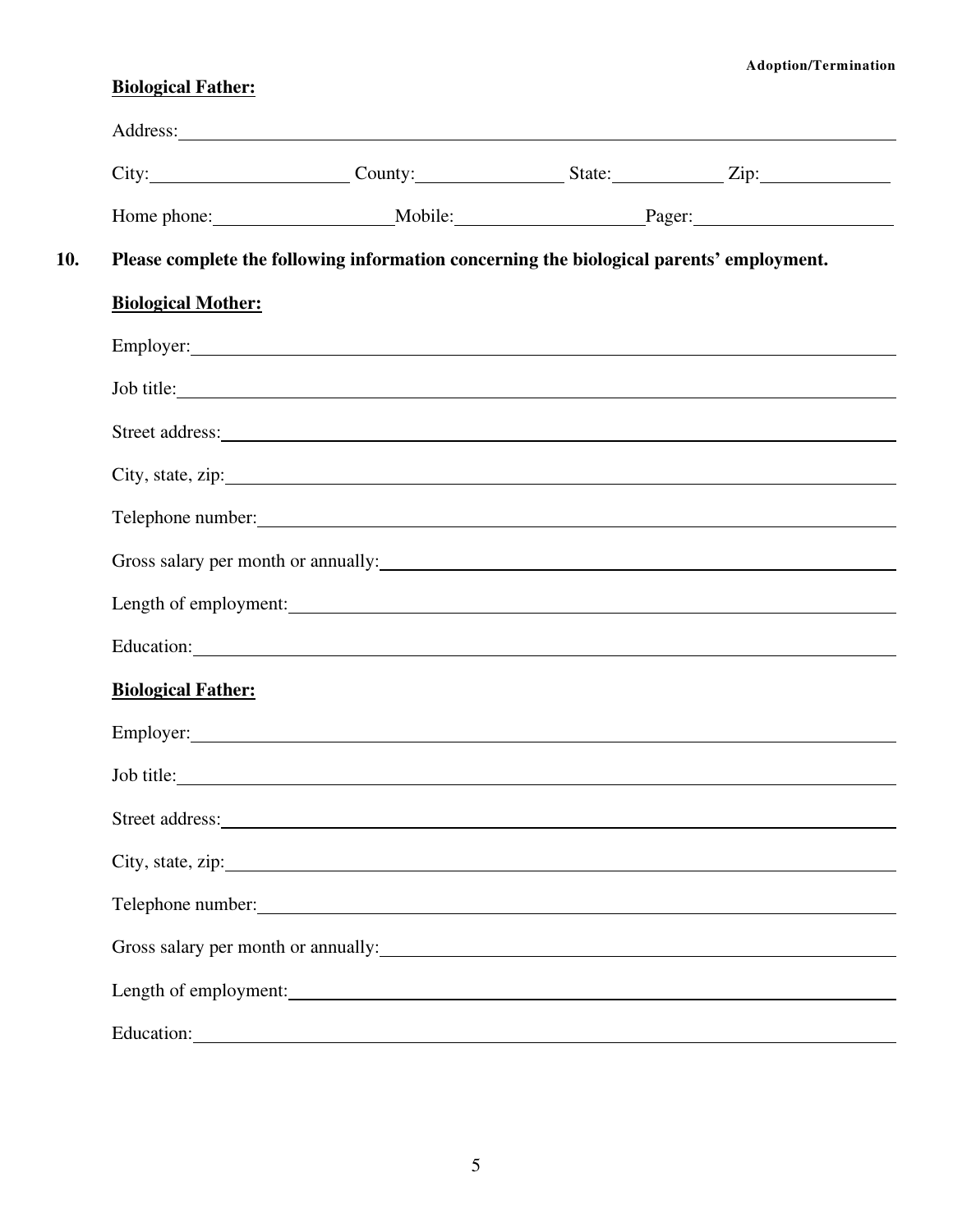**Biological Father:**

Address: \_\_\_\_\_\_\_\_\_\_\_\_\_\_\_\_\_\_\_\_\_\_\_\_\_\_\_\_\_\_\_\_\_\_\_\_\_\_\_\_

City: \_\_\_\_\_\_\_\_\_\_\_\_\_\_\_\_ County: \_\_\_\_\_\_\_\_\_\_\_\_ State: \_\_\_\_\_\_\_\_\_ Zip: \_\_\_\_\_\_\_\_\_\_

Home phone: \_\_\_\_\_\_\_\_\_\_\_\_\_\_ Mobile: \_\_\_\_\_\_\_\_\_\_\_\_\_\_ Pager: \_\_\_\_\_\_\_\_\_\_\_\_\_\_\_\_

**10. Please complete the following information concerning the biological parents' employment.**

**Biological Mother:**

Employer: \_\_\_\_\_\_\_\_\_\_\_\_\_\_\_\_\_\_\_\_\_\_\_\_\_\_\_\_\_\_\_\_\_\_\_\_\_\_\_\_

Job title: \_\_\_\_\_\_\_\_\_\_\_\_\_\_\_\_\_\_\_\_\_\_\_\_\_\_\_\_\_\_\_\_\_\_\_\_\_\_\_\_

Street address: \_\_\_\_\_\_\_\_\_\_\_\_\_\_\_\_\_\_\_\_\_\_\_\_\_\_\_\_\_\_\_\_\_\_\_\_\_\_\_\_

City, state, zip: \_\_\_\_\_\_\_\_\_\_\_\_\_\_\_\_\_\_\_\_\_\_\_\_\_\_\_\_\_\_\_\_\_\_\_\_\_\_\_\_

Telephone number: \_\_\_\_\_\_\_\_\_\_\_\_\_\_\_\_\_\_\_\_\_\_\_\_\_\_\_\_\_\_\_\_\_\_\_\_\_\_\_\_

Gross salary per month or annually: \_\_\_\_\_\_\_\_\_\_\_\_\_\_\_\_\_\_\_\_\_\_\_\_\_\_\_\_\_\_\_\_

Length of employment: \_\_\_\_\_\_\_\_\_\_\_\_\_\_\_\_\_\_\_\_\_\_\_\_\_\_\_\_\_\_\_\_\_\_\_\_\_\_\_\_

Education: \_\_\_\_\_\_\_\_\_\_\_\_\_\_\_\_\_\_\_\_\_\_\_\_\_\_\_\_\_\_\_\_\_\_\_\_\_\_\_\_

**Biological Father:**

Employer: \_\_\_\_\_\_\_\_\_\_\_\_\_\_\_\_\_\_\_\_\_\_\_\_\_\_\_\_\_\_\_\_\_\_\_\_\_\_\_\_

Job title: \_\_\_\_\_\_\_\_\_\_\_\_\_\_\_\_\_\_\_\_\_\_\_\_\_\_\_\_\_\_\_\_\_\_\_\_\_\_\_\_

Street address: \_\_\_\_\_\_\_\_\_\_\_\_\_\_\_\_\_\_\_\_\_\_\_\_\_\_\_\_\_\_\_\_\_\_\_\_\_\_\_\_

City, state, zip: \_\_\_\_\_\_\_\_\_\_\_\_\_\_\_\_\_\_\_\_\_\_\_\_\_\_\_\_\_\_\_\_\_\_\_\_\_\_\_\_

Telephone number: \_\_\_\_\_\_\_\_\_\_\_\_\_\_\_\_\_\_\_\_\_\_\_\_\_\_\_\_\_\_\_\_\_\_\_\_\_\_\_\_

Gross salary per month or annually: \_\_\_\_\_\_\_\_\_\_\_\_\_\_\_\_\_\_\_\_\_\_\_\_\_\_\_\_\_\_\_\_

Length of employment: \_\_\_\_\_\_\_\_\_\_\_\_\_\_\_\_\_\_\_\_\_\_\_\_\_\_\_\_\_\_\_\_\_\_\_\_\_\_\_\_

Education: \_\_\_\_\_\_\_\_\_\_\_\_\_\_\_\_\_\_\_\_\_\_\_\_\_\_\_\_\_\_\_\_\_\_\_\_\_\_\_\_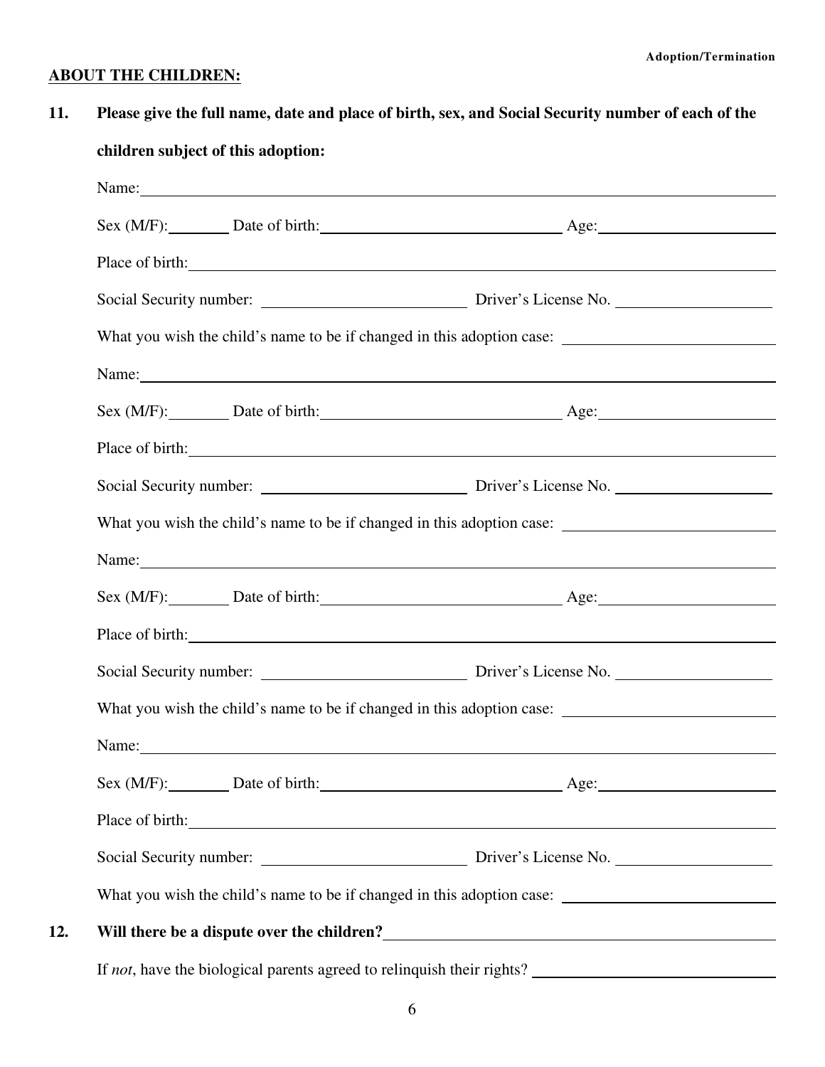## ABOUT THE CHILDREN:

**11. Please give the full name, date and place of birth, sex, and Social Security number of each of the children subject of this adoption:**

Name: ______________________________

Sex (M/F): ________ Date of birth: ______________________________ Age: ______________________

Place of birth: ______________________________

Social Security number: __________________________ Driver's License No. ___________________

What you wish the child's name to be if changed in this adoption case: __________________________

Name: ______________________________

Sex (M/F): ________ Date of birth: ______________________________ Age: ______________________

Place of birth: ______________________________

Social Security number: __________________________ Driver's License No. ___________________

What you wish the child's name to be if changed in this adoption case: __________________________

Name: ______________________________

Sex (M/F): ________ Date of birth: ______________________________ Age: ______________________

Place of birth: ______________________________

Social Security number: __________________________ Driver's License No. ___________________

What you wish the child's name to be if changed in this adoption case: __________________________

Name: ______________________________

Sex (M/F): ________ Date of birth: ______________________________ Age: ______________________

Place of birth: ______________________________

Social Security number: __________________________ Driver's License No. ___________________

What you wish the child's name to be if changed in this adoption case: __________________________

**12. Will there be a dispute over the children?** ______________________________

If *not*, have the biological parents agreed to relinquish their rights? ______________________________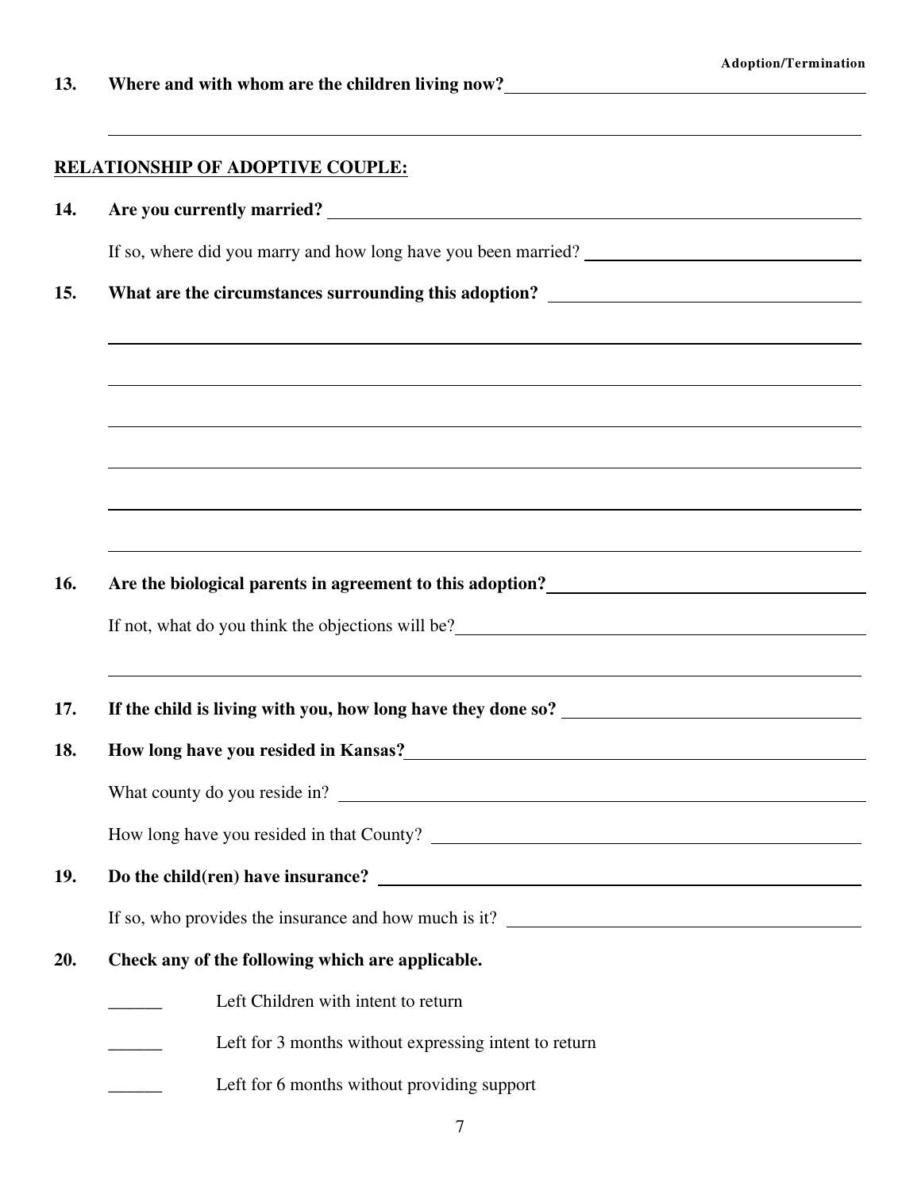**13. Where and with whom are the children living now?** ____________________

____________________

**RELATIONSHIP OF ADOPTIVE COUPLE:**

**14. Are you currently married?** ____________________

If so, where did you marry and how long have you been married? ____________________

**15. What are the circumstances surrounding this adoption?** ____________________

____________________

____________________

____________________

____________________

____________________

____________________

**16. Are the biological parents in agreement to this adoption?** ____________________

If not, what do you think the objections will be? ____________________

____________________

**17. If the child is living with you, how long have they done so?** ____________________

**18. How long have you resided in Kansas?** ____________________

What county do you reside in? ____________________

How long have you resided in that County? ____________________

**19. Do the child(ren) have insurance?** ____________________

If so, who provides the insurance and how much is it? ____________________

**20. Check any of the following which are applicable.**

______ Left Children with intent to return

______ Left for 3 months without expressing intent to return

______ Left for 6 months without providing support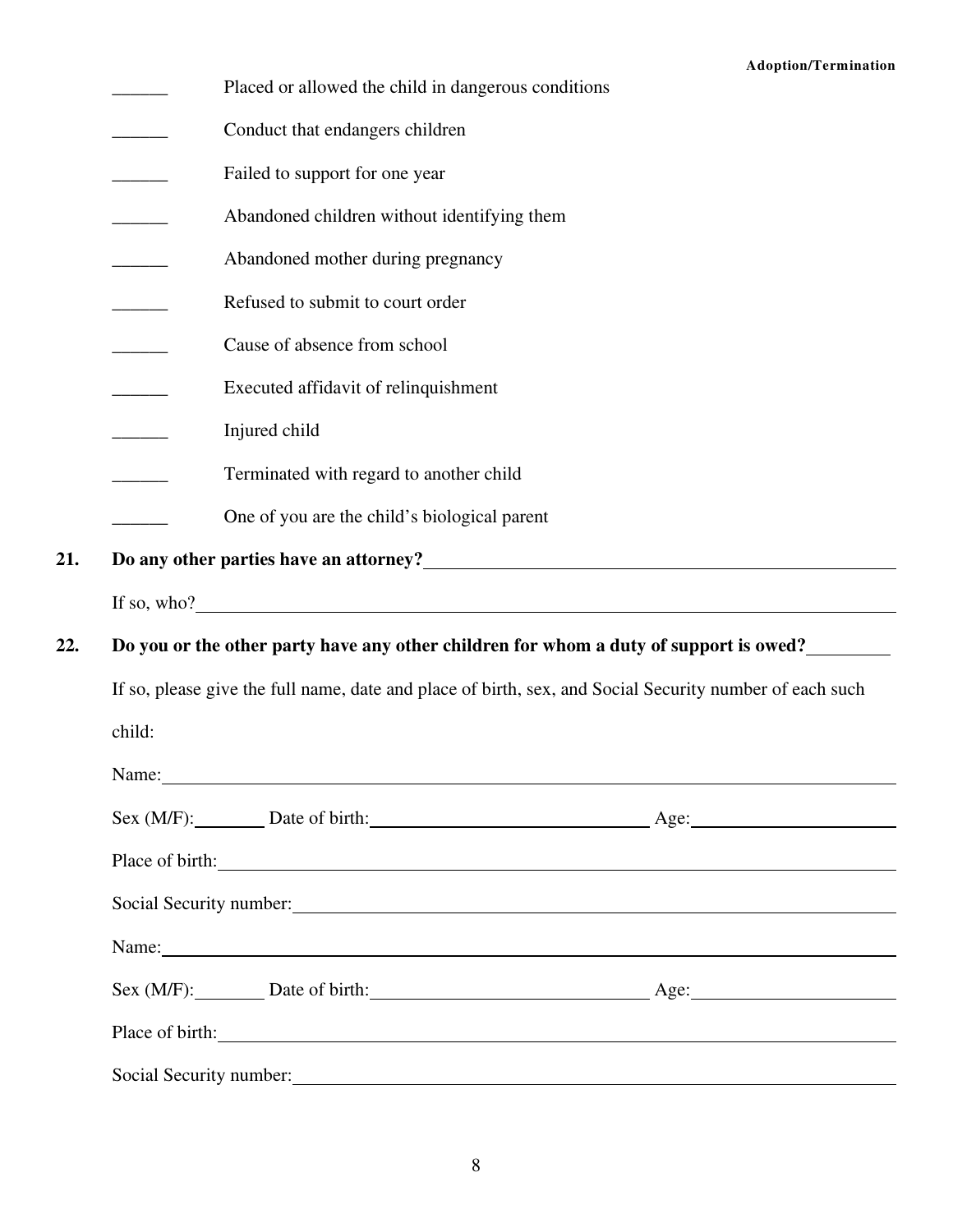______ Placed or allowed the child in dangerous conditions

______ Conduct that endangers children

______ Failed to support for one year

______ Abandoned children without identifying them

______ Abandoned mother during pregnancy

______ Refused to submit to court order

______ Cause of absence from school

______ Executed affidavit of relinquishment

______ Injured child

______ Terminated with regard to another child

______ One of you are the child's biological parent

**21. Do any other parties have an attorney?**______________________________

If so, who?______________________________

**22. Do you or the other party have any other children for whom a duty of support is owed?**________

If so, please give the full name, date and place of birth, sex, and Social Security number of each such child:

Name:______________________________

Sex (M/F):________ Date of birth:______________________ Age:______________

Place of birth:______________________________

Social Security number:______________________________

Name:______________________________

Sex (M/F):________ Date of birth:______________________ Age:______________

Place of birth:______________________________

Social Security number:______________________________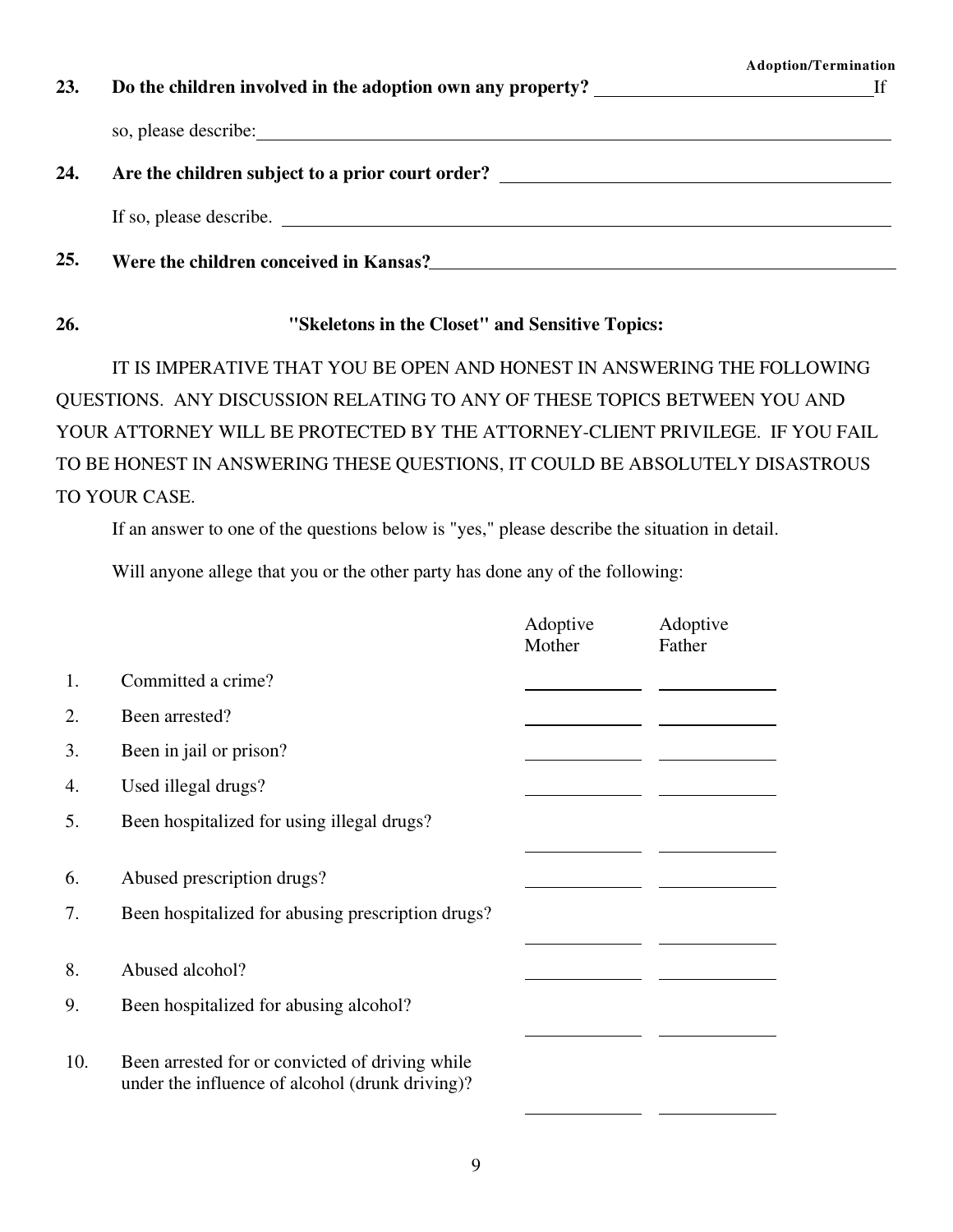**23. Do the children involved in the adoption own any property?** ______________________ If so, please describe: ______________________________________________

**24. Are the children subject to a prior court order?** ______________________

If so, please describe. ______________________________________________

**25. Were the children conceived in Kansas?** ______________________

**26. "Skeletons in the Closet" and Sensitive Topics:**

IT IS IMPERATIVE THAT YOU BE OPEN AND HONEST IN ANSWERING THE FOLLOWING QUESTIONS. ANY DISCUSSION RELATING TO ANY OF THESE TOPICS BETWEEN YOU AND YOUR ATTORNEY WILL BE PROTECTED BY THE ATTORNEY-CLIENT PRIVILEGE. IF YOU FAIL TO BE HONEST IN ANSWERING THESE QUESTIONS, IT COULD BE ABSOLUTELY DISASTROUS TO YOUR CASE.

If an answer to one of the questions below is "yes," please describe the situation in detail.

Will anyone allege that you or the other party has done any of the following:

| | | Adoptive Mother | Adoptive Father |
|---|---|---|---|
| 1. | Committed a crime? | ________ | ________ |
| 2. | Been arrested? | ________ | ________ |
| 3. | Been in jail or prison? | ________ | ________ |
| 4. | Used illegal drugs? | ________ | ________ |
| 5. | Been hospitalized for using illegal drugs? | ________ | ________ |
| 6. | Abused prescription drugs? | ________ | ________ |
| 7. | Been hospitalized for abusing prescription drugs? | ________ | ________ |
| 8. | Abused alcohol? | ________ | ________ |
| 9. | Been hospitalized for abusing alcohol? | ________ | ________ |
| 10. | Been arrested for or convicted of driving while under the influence of alcohol (drunk driving)? | ________ | ________ |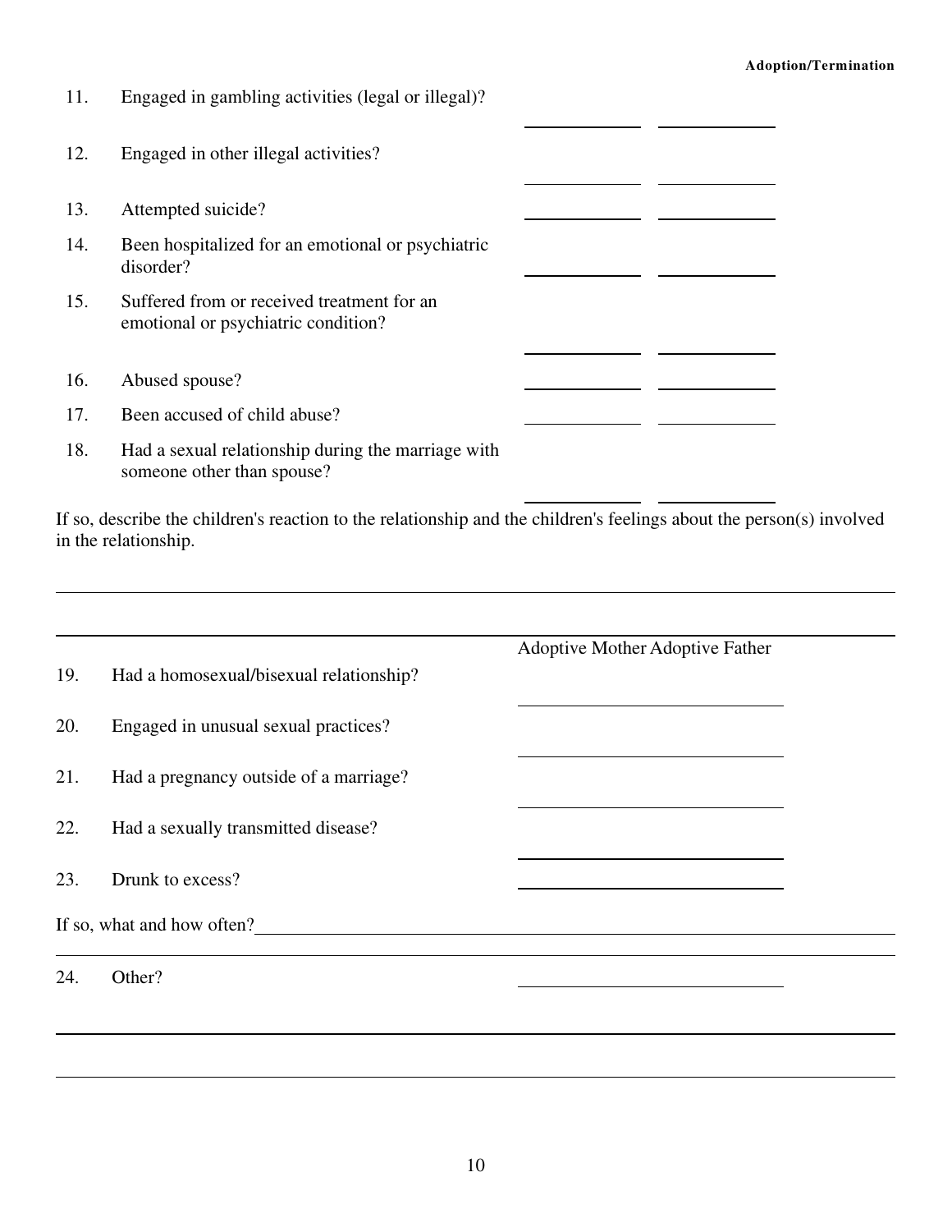11. Engaged in gambling activities (legal or illegal)? \_\_\_\_\_\_\_\_\_\_ \_\_\_\_\_\_\_\_\_\_

12. Engaged in other illegal activities? \_\_\_\_\_\_\_\_\_\_ \_\_\_\_\_\_\_\_\_\_

13. Attempted suicide? \_\_\_\_\_\_\_\_\_\_ \_\_\_\_\_\_\_\_\_\_

14. Been hospitalized for an emotional or psychiatric disorder? \_\_\_\_\_\_\_\_\_\_ \_\_\_\_\_\_\_\_\_\_

15. Suffered from or received treatment for an emotional or psychiatric condition? \_\_\_\_\_\_\_\_\_\_ \_\_\_\_\_\_\_\_\_\_

16. Abused spouse? \_\_\_\_\_\_\_\_\_\_ \_\_\_\_\_\_\_\_\_\_

17. Been accused of child abuse? \_\_\_\_\_\_\_\_\_\_ \_\_\_\_\_\_\_\_\_\_

18. Had a sexual relationship during the marriage with someone other than spouse? \_\_\_\_\_\_\_\_\_\_ \_\_\_\_\_\_\_\_\_\_

If so, describe the children's reaction to the relationship and the children's feelings about the person(s) involved in the relationship.

\_\_\_\_\_\_\_\_\_\_\_\_\_\_\_\_\_\_\_\_\_\_\_\_\_\_\_\_\_\_\_\_\_\_\_\_\_\_\_\_\_\_\_\_\_\_\_\_\_\_\_\_\_\_\_\_\_\_\_\_\_\_\_\_

\_\_\_\_\_\_\_\_\_\_\_\_\_\_\_\_\_\_\_\_\_\_\_\_\_\_\_\_\_\_\_\_\_\_\_\_\_\_\_\_\_\_\_\_\_\_\_\_\_\_\_\_\_\_\_\_\_\_\_\_\_\_\_\_

| | | Adoptive Mother | Adoptive Father |
|---|---|---|---|
| 19. | Had a homosexual/bisexual relationship? | | |
| 20. | Engaged in unusual sexual practices? | | |
| 21. | Had a pregnancy outside of a marriage? | | |
| 22. | Had a sexually transmitted disease? | | |
| 23. | Drunk to excess? | | |

If so, what and how often? \_\_\_\_\_\_\_\_\_\_\_\_\_\_\_\_\_\_\_\_\_\_\_\_\_\_\_\_\_\_\_\_\_\_\_\_\_\_\_\_\_\_\_\_\_\_\_\_

\_\_\_\_\_\_\_\_\_\_\_\_\_\_\_\_\_\_\_\_\_\_\_\_\_\_\_\_\_\_\_\_\_\_\_\_\_\_\_\_\_\_\_\_\_\_\_\_\_\_\_\_\_\_\_\_\_\_\_\_\_\_\_\_

24. Other? \_\_\_\_\_\_\_\_\_\_\_\_\_\_\_\_\_\_\_\_

\_\_\_\_\_\_\_\_\_\_\_\_\_\_\_\_\_\_\_\_\_\_\_\_\_\_\_\_\_\_\_\_\_\_\_\_\_\_\_\_\_\_\_\_\_\_\_\_\_\_\_\_\_\_\_\_\_\_\_\_\_\_\_\_

\_\_\_\_\_\_\_\_\_\_\_\_\_\_\_\_\_\_\_\_\_\_\_\_\_\_\_\_\_\_\_\_\_\_\_\_\_\_\_\_\_\_\_\_\_\_\_\_\_\_\_\_\_\_\_\_\_\_\_\_\_\_\_\_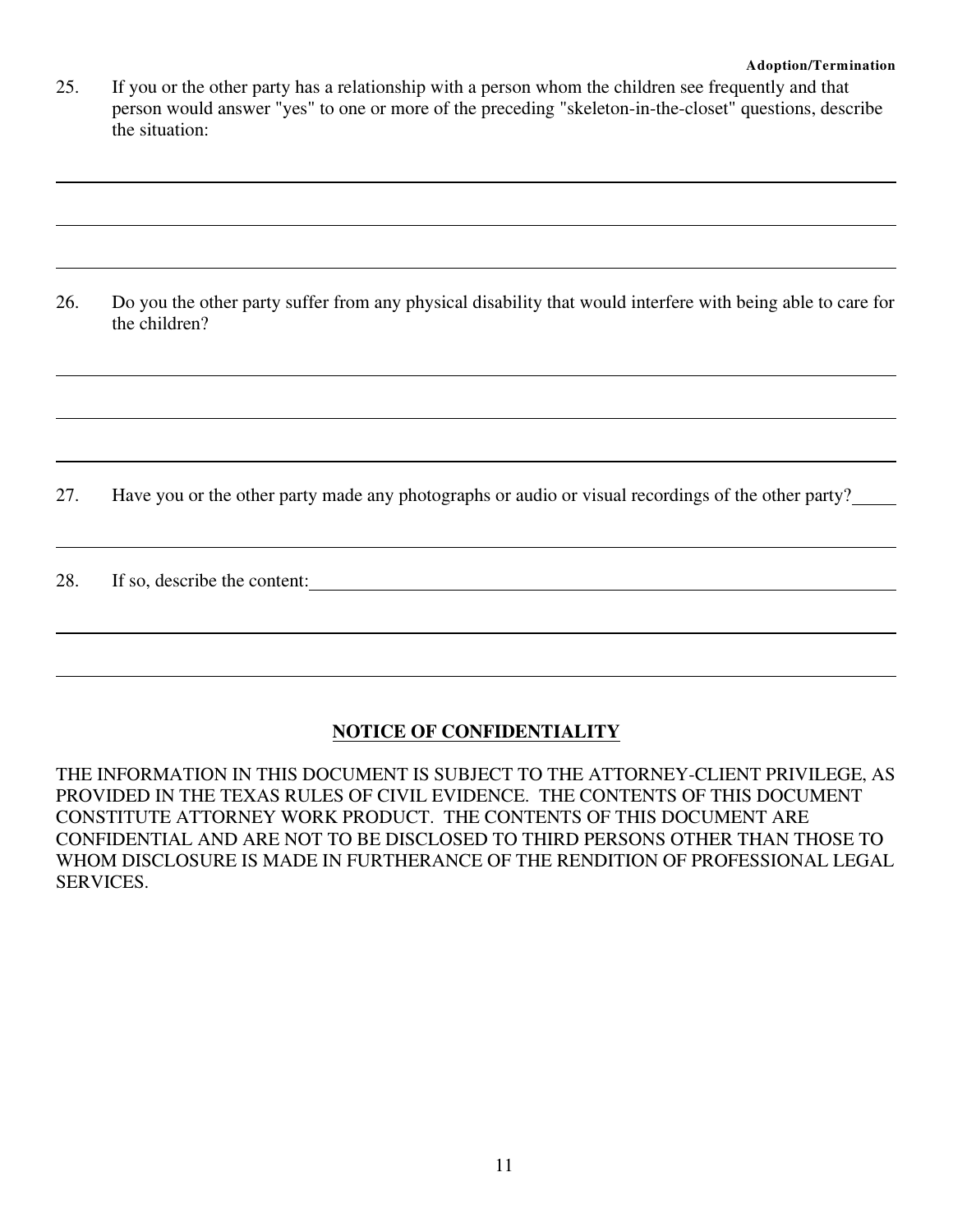25. If you or the other party has a relationship with a person whom the children see frequently and that person would answer "yes" to one or more of the preceding "skeleton-in-the-closet" questions, describe the situation:

______________________________________________________________________________

______________________________________________________________________________

______________________________________________________________________________

26. Do you the other party suffer from any physical disability that would interfere with being able to care for the children?

______________________________________________________________________________

______________________________________________________________________________

______________________________________________________________________________

27. Have you or the other party made any photographs or audio or visual recordings of the other party?_____

______________________________________________________________________________

28. If so, describe the content:_______________________________________________

______________________________________________________________________________

______________________________________________________________________________

## NOTICE OF CONFIDENTIALITY

THE INFORMATION IN THIS DOCUMENT IS SUBJECT TO THE ATTORNEY-CLIENT PRIVILEGE, AS PROVIDED IN THE TEXAS RULES OF CIVIL EVIDENCE. THE CONTENTS OF THIS DOCUMENT CONSTITUTE ATTORNEY WORK PRODUCT. THE CONTENTS OF THIS DOCUMENT ARE CONFIDENTIAL AND ARE NOT TO BE DISCLOSED TO THIRD PERSONS OTHER THAN THOSE TO WHOM DISCLOSURE IS MADE IN FURTHERANCE OF THE RENDITION OF PROFESSIONAL LEGAL SERVICES.